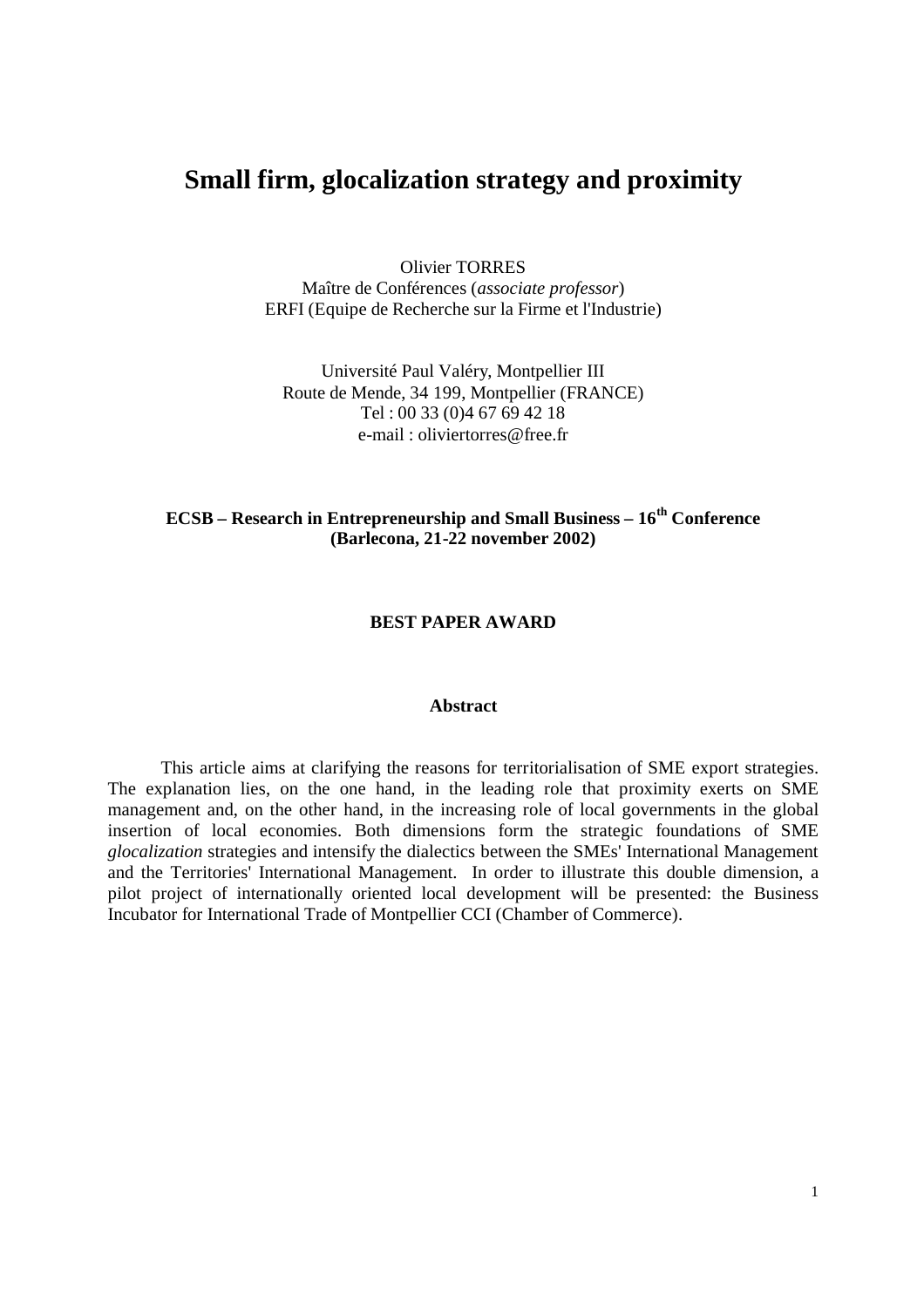# Small firm, glocalization strategy and proximity

Olivier TORRES
Maître de Conférences (*associate professor*)
ERFI (Equipe de Recherche sur la Firme et l'Industrie)

Université Paul Valéry, Montpellier III
Route de Mende, 34 199, Montpellier (FRANCE)
Tel : 00 33 (0)4 67 69 42 18
e-mail : oliviertorres@free.fr

**ECSB – Research in Entrepreneurship and Small Business – 16th Conference (Barlecona, 21-22 november 2002)**

**BEST PAPER AWARD**

**Abstract**

This article aims at clarifying the reasons for territorialisation of SME export strategies. The explanation lies, on the one hand, in the leading role that proximity exerts on SME management and, on the other hand, in the increasing role of local governments in the global insertion of local economies. Both dimensions form the strategic foundations of SME *glocalization* strategies and intensify the dialectics between the SMEs' International Management and the Territories' International Management. In order to illustrate this double dimension, a pilot project of internationally oriented local development will be presented: the Business Incubator for International Trade of Montpellier CCI (Chamber of Commerce).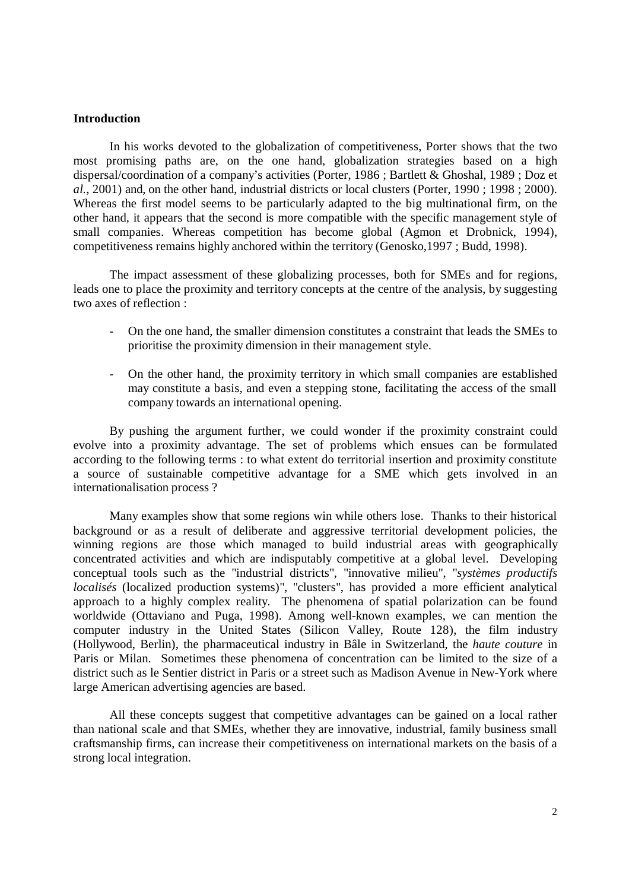**Introduction**

In his works devoted to the globalization of competitiveness, Porter shows that the two most promising paths are, on the one hand, globalization strategies based on a high dispersal/coordination of a company's activities (Porter, 1986 ; Bartlett & Ghoshal, 1989 ; Doz et *al.*, 2001) and, on the other hand, industrial districts or local clusters (Porter, 1990 ; 1998 ; 2000). Whereas the first model seems to be particularly adapted to the big multinational firm, on the other hand, it appears that the second is more compatible with the specific management style of small companies. Whereas competition has become global (Agmon et Drobnick, 1994), competitiveness remains highly anchored within the territory (Genosko,1997 ; Budd, 1998).

The impact assessment of these globalizing processes, both for SMEs and for regions, leads one to place the proximity and territory concepts at the centre of the analysis, by suggesting two axes of reflection :

- On the one hand, the smaller dimension constitutes a constraint that leads the SMEs to prioritise the proximity dimension in their management style.
- On the other hand, the proximity territory in which small companies are established may constitute a basis, and even a stepping stone, facilitating the access of the small company towards an international opening.

By pushing the argument further, we could wonder if the proximity constraint could evolve into a proximity advantage. The set of problems which ensues can be formulated according to the following terms : to what extent do territorial insertion and proximity constitute a source of sustainable competitive advantage for a SME which gets involved in an internationalisation process ?

Many examples show that some regions win while others lose. Thanks to their historical background or as a result of deliberate and aggressive territorial development policies, the winning regions are those which managed to build industrial areas with geographically concentrated activities and which are indisputably competitive at a global level. Developing conceptual tools such as the "industrial districts", "innovative milieu", "*systèmes productifs localisés* (localized production systems)", "clusters", has provided a more efficient analytical approach to a highly complex reality. The phenomena of spatial polarization can be found worldwide (Ottaviano and Puga, 1998). Among well-known examples, we can mention the computer industry in the United States (Silicon Valley, Route 128), the film industry (Hollywood, Berlin), the pharmaceutical industry in Bâle in Switzerland, the *haute couture* in Paris or Milan. Sometimes these phenomena of concentration can be limited to the size of a district such as le Sentier district in Paris or a street such as Madison Avenue in New-York where large American advertising agencies are based.

All these concepts suggest that competitive advantages can be gained on a local rather than national scale and that SMEs, whether they are innovative, industrial, family business small craftsmanship firms, can increase their competitiveness on international markets on the basis of a strong local integration.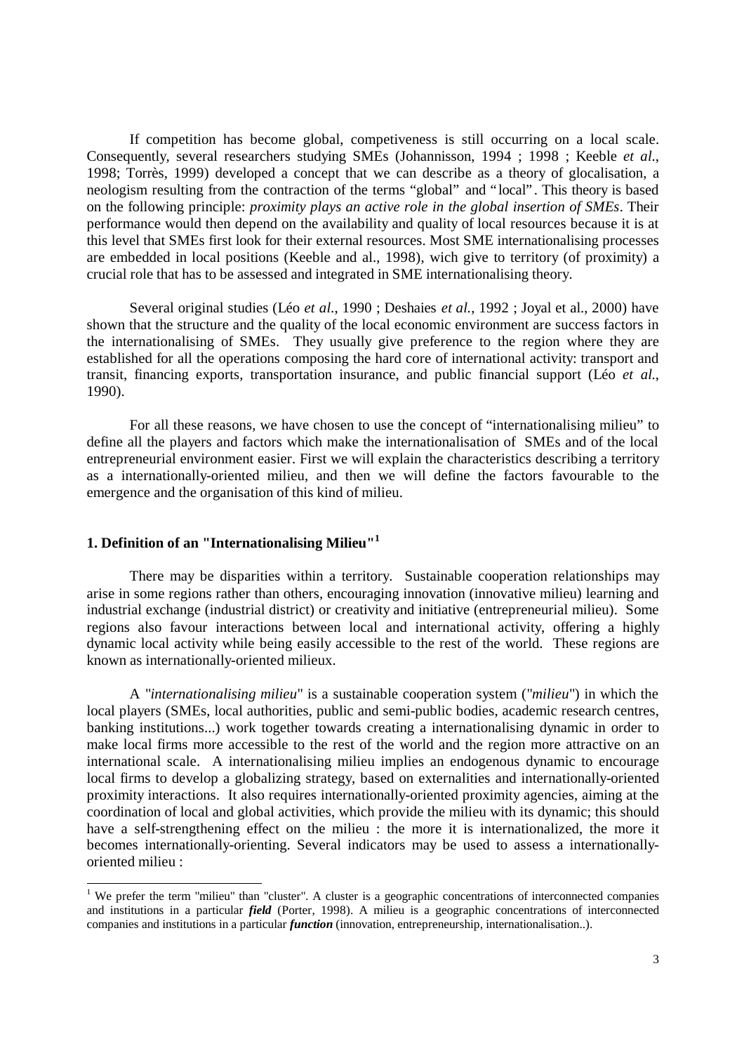If competition has become global, competiveness is still occurring on a local scale. Consequently, several researchers studying SMEs (Johannisson, 1994 ; 1998 ; Keeble *et al*., 1998; Torrès, 1999) developed a concept that we can describe as a theory of glocalisation, a neologism resulting from the contraction of the terms "global" and "local". This theory is based on the following principle: *proximity plays an active role in the global insertion of SMEs*. Their performance would then depend on the availability and quality of local resources because it is at this level that SMEs first look for their external resources. Most SME internationalising processes are embedded in local positions (Keeble and al., 1998), wich give to territory (of proximity) a crucial role that has to be assessed and integrated in SME internationalising theory.

Several original studies (Léo *et al*., 1990 ; Deshaies *et al*., 1992 ; Joyal et al., 2000) have shown that the structure and the quality of the local economic environment are success factors in the internationalising of SMEs. They usually give preference to the region where they are established for all the operations composing the hard core of international activity: transport and transit, financing exports, transportation insurance, and public financial support (Léo *et al*., 1990).

For all these reasons, we have chosen to use the concept of "internationalising milieu" to define all the players and factors which make the internationalisation of SMEs and of the local entrepreneurial environment easier. First we will explain the characteristics describing a territory as a internationally-oriented milieu, and then we will define the factors favourable to the emergence and the organisation of this kind of milieu.

## 1. Definition of an "Internationalising Milieu"[1]

There may be disparities within a territory. Sustainable cooperation relationships may arise in some regions rather than others, encouraging innovation (innovative milieu) learning and industrial exchange (industrial district) or creativity and initiative (entrepreneurial milieu). Some regions also favour interactions between local and international activity, offering a highly dynamic local activity while being easily accessible to the rest of the world. These regions are known as internationally-oriented milieux.

A "*internationalising milieu*" is a sustainable cooperation system ("*milieu*") in which the local players (SMEs, local authorities, public and semi-public bodies, academic research centres, banking institutions...) work together towards creating a internationalising dynamic in order to make local firms more accessible to the rest of the world and the region more attractive on an international scale. A internationalising milieu implies an endogenous dynamic to encourage local firms to develop a globalizing strategy, based on externalities and internationally-oriented proximity interactions. It also requires internationally-oriented proximity agencies, aiming at the coordination of local and global activities, which provide the milieu with its dynamic; this should have a self-strengthening effect on the milieu : the more it is internationalized, the more it becomes internationally-orienting. Several indicators may be used to assess a internationally-oriented milieu :

[1] We prefer the term "milieu" than "cluster". A cluster is a geographic concentrations of interconnected companies and institutions in a particular ***field*** (Porter, 1998). A milieu is a geographic concentrations of interconnected companies and institutions in a particular ***function*** (innovation, entrepreneurship, internationalisation..).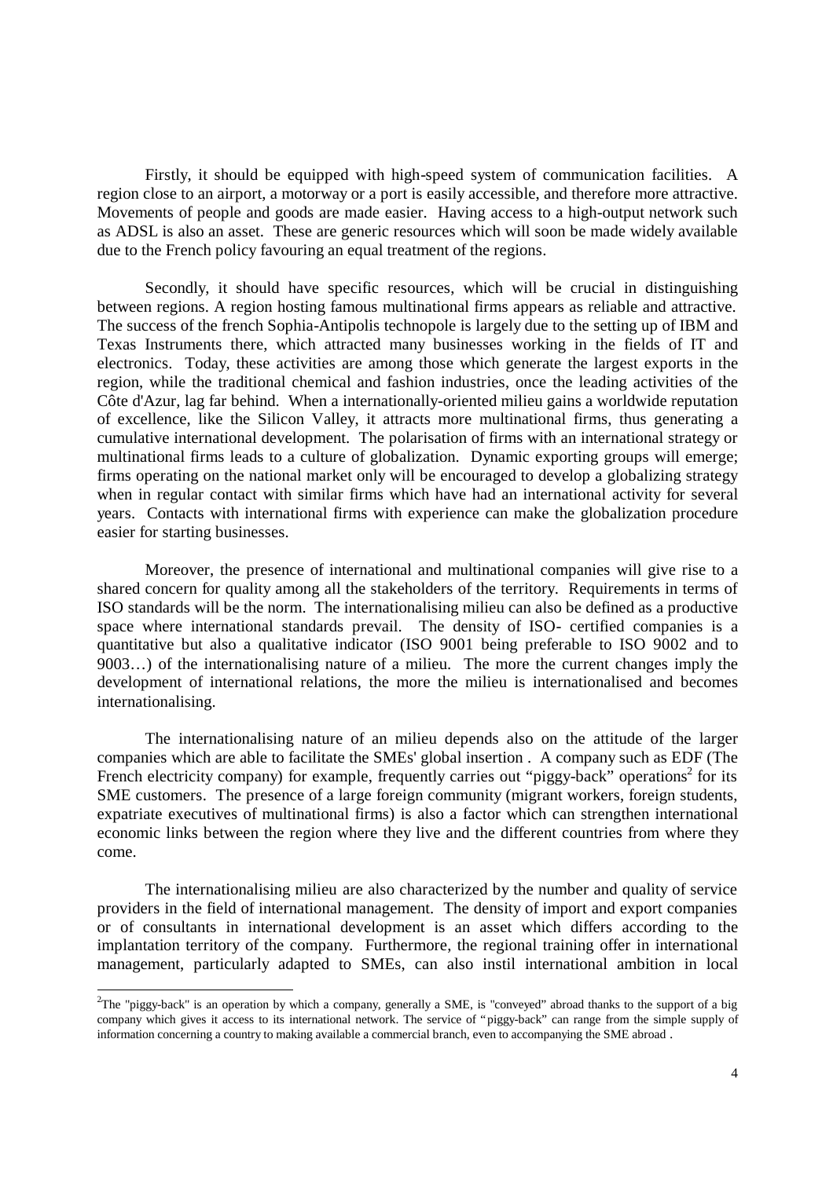Firstly, it should be equipped with high-speed system of communication facilities. A region close to an airport, a motorway or a port is easily accessible, and therefore more attractive. Movements of people and goods are made easier. Having access to a high-output network such as ADSL is also an asset. These are generic resources which will soon be made widely available due to the French policy favouring an equal treatment of the regions.

Secondly, it should have specific resources, which will be crucial in distinguishing between regions. A region hosting famous multinational firms appears as reliable and attractive. The success of the french Sophia-Antipolis technopole is largely due to the setting up of IBM and Texas Instruments there, which attracted many businesses working in the fields of IT and electronics. Today, these activities are among those which generate the largest exports in the region, while the traditional chemical and fashion industries, once the leading activities of the Côte d'Azur, lag far behind. When a internationally-oriented milieu gains a worldwide reputation of excellence, like the Silicon Valley, it attracts more multinational firms, thus generating a cumulative international development. The polarisation of firms with an international strategy or multinational firms leads to a culture of globalization. Dynamic exporting groups will emerge; firms operating on the national market only will be encouraged to develop a globalizing strategy when in regular contact with similar firms which have had an international activity for several years. Contacts with international firms with experience can make the globalization procedure easier for starting businesses.

Moreover, the presence of international and multinational companies will give rise to a shared concern for quality among all the stakeholders of the territory. Requirements in terms of ISO standards will be the norm. The internationalising milieu can also be defined as a productive space where international standards prevail. The density of ISO- certified companies is a quantitative but also a qualitative indicator (ISO 9001 being preferable to ISO 9002 and to 9003…) of the internationalising nature of a milieu. The more the current changes imply the development of international relations, the more the milieu is internationalised and becomes internationalising.

The internationalising nature of an milieu depends also on the attitude of the larger companies which are able to facilitate the SMEs' global insertion . A company such as EDF (The French electricity company) for example, frequently carries out "piggy-back" operations[2] for its SME customers. The presence of a large foreign community (migrant workers, foreign students, expatriate executives of multinational firms) is also a factor which can strengthen international economic links between the region where they live and the different countries from where they come.

The internationalising milieu are also characterized by the number and quality of service providers in the field of international management. The density of import and export companies or of consultants in international development is an asset which differs according to the implantation territory of the company. Furthermore, the regional training offer in international management, particularly adapted to SMEs, can also instil international ambition in local

[2]The "piggy-back" is an operation by which a company, generally a SME, is "conveyed" abroad thanks to the support of a big company which gives it access to its international network. The service of "piggy-back" can range from the simple supply of information concerning a country to making available a commercial branch, even to accompanying the SME abroad .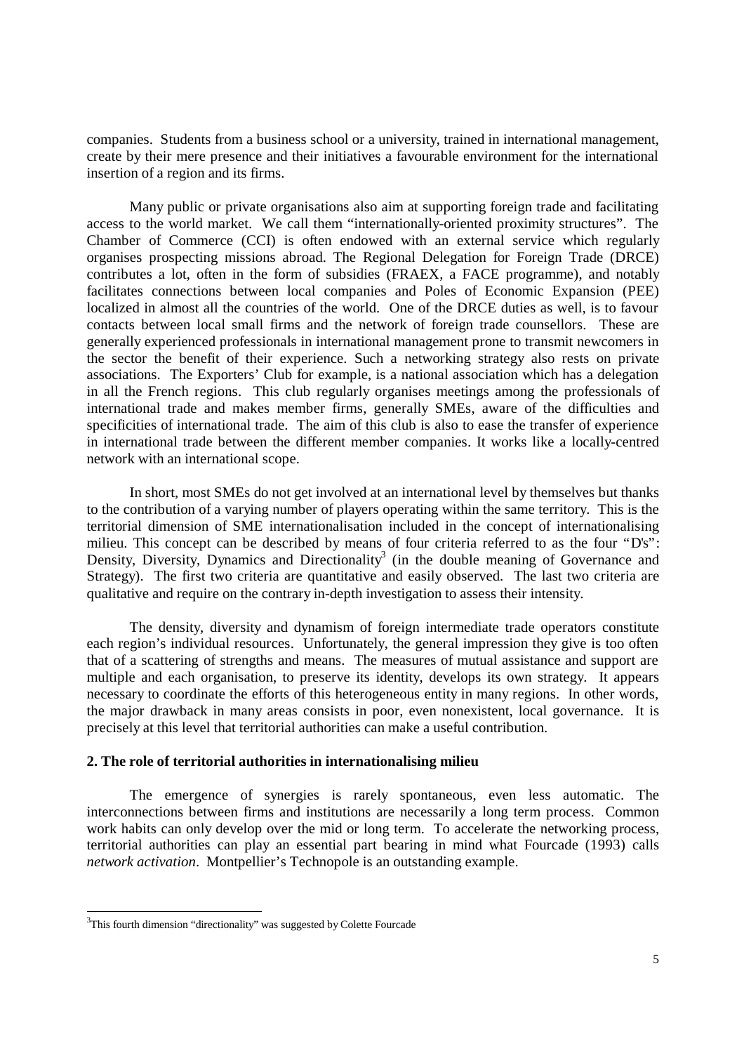companies. Students from a business school or a university, trained in international management, create by their mere presence and their initiatives a favourable environment for the international insertion of a region and its firms.

Many public or private organisations also aim at supporting foreign trade and facilitating access to the world market. We call them "internationally-oriented proximity structures". The Chamber of Commerce (CCI) is often endowed with an external service which regularly organises prospecting missions abroad. The Regional Delegation for Foreign Trade (DRCE) contributes a lot, often in the form of subsidies (FRAEX, a FACE programme), and notably facilitates connections between local companies and Poles of Economic Expansion (PEE) localized in almost all the countries of the world. One of the DRCE duties as well, is to favour contacts between local small firms and the network of foreign trade counsellors. These are generally experienced professionals in international management prone to transmit newcomers in the sector the benefit of their experience. Such a networking strategy also rests on private associations. The Exporters' Club for example, is a national association which has a delegation in all the French regions. This club regularly organises meetings among the professionals of international trade and makes member firms, generally SMEs, aware of the difficulties and specificities of international trade. The aim of this club is also to ease the transfer of experience in international trade between the different member companies. It works like a locally-centred network with an international scope.

In short, most SMEs do not get involved at an international level by themselves but thanks to the contribution of a varying number of players operating within the same territory. This is the territorial dimension of SME internationalisation included in the concept of internationalising milieu. This concept can be described by means of four criteria referred to as the four "D's": Density, Diversity, Dynamics and Directionality[3] (in the double meaning of Governance and Strategy). The first two criteria are quantitative and easily observed. The last two criteria are qualitative and require on the contrary in-depth investigation to assess their intensity.

The density, diversity and dynamism of foreign intermediate trade operators constitute each region's individual resources. Unfortunately, the general impression they give is too often that of a scattering of strengths and means. The measures of mutual assistance and support are multiple and each organisation, to preserve its identity, develops its own strategy. It appears necessary to coordinate the efforts of this heterogeneous entity in many regions. In other words, the major drawback in many areas consists in poor, even nonexistent, local governance. It is precisely at this level that territorial authorities can make a useful contribution.

## 2. The role of territorial authorities in internationalising milieu

The emergence of synergies is rarely spontaneous, even less automatic. The interconnections between firms and institutions are necessarily a long term process. Common work habits can only develop over the mid or long term. To accelerate the networking process, territorial authorities can play an essential part bearing in mind what Fourcade (1993) calls *network activation*. Montpellier's Technopole is an outstanding example.

---

[3] This fourth dimension "directionality" was suggested by Colette Fourcade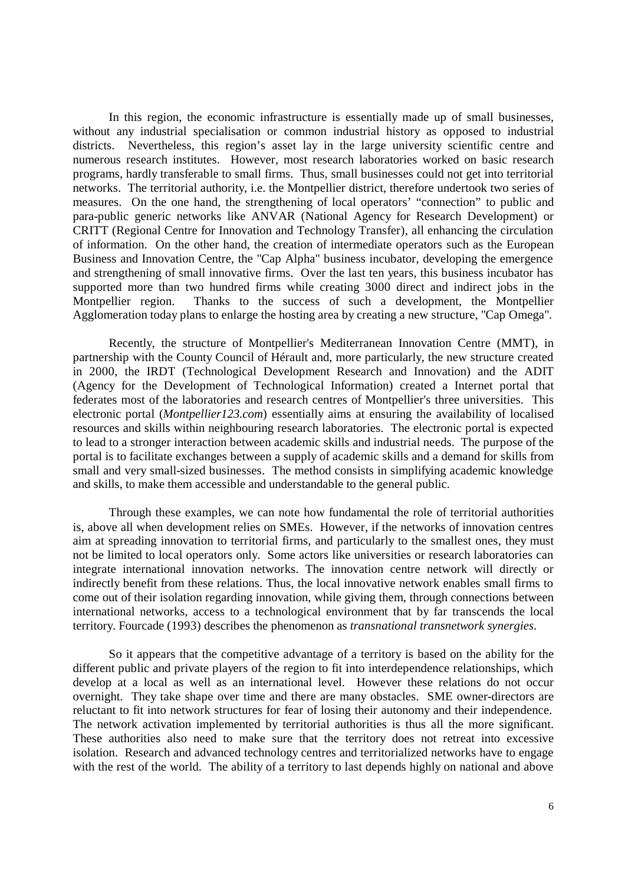In this region, the economic infrastructure is essentially made up of small businesses, without any industrial specialisation or common industrial history as opposed to industrial districts. Nevertheless, this region's asset lay in the large university scientific centre and numerous research institutes. However, most research laboratories worked on basic research programs, hardly transferable to small firms. Thus, small businesses could not get into territorial networks. The territorial authority, i.e. the Montpellier district, therefore undertook two series of measures. On the one hand, the strengthening of local operators' "connection" to public and para-public generic networks like ANVAR (National Agency for Research Development) or CRITT (Regional Centre for Innovation and Technology Transfer), all enhancing the circulation of information. On the other hand, the creation of intermediate operators such as the European Business and Innovation Centre, the "Cap Alpha" business incubator, developing the emergence and strengthening of small innovative firms. Over the last ten years, this business incubator has supported more than two hundred firms while creating 3000 direct and indirect jobs in the Montpellier region. Thanks to the success of such a development, the Montpellier Agglomeration today plans to enlarge the hosting area by creating a new structure, "Cap Omega".

Recently, the structure of Montpellier's Mediterranean Innovation Centre (MMT), in partnership with the County Council of Hérault and, more particularly, the new structure created in 2000, the IRDT (Technological Development Research and Innovation) and the ADIT (Agency for the Development of Technological Information) created a Internet portal that federates most of the laboratories and research centres of Montpellier's three universities. This electronic portal (*Montpellier123.com*) essentially aims at ensuring the availability of localised resources and skills within neighbouring research laboratories. The electronic portal is expected to lead to a stronger interaction between academic skills and industrial needs. The purpose of the portal is to facilitate exchanges between a supply of academic skills and a demand for skills from small and very small-sized businesses. The method consists in simplifying academic knowledge and skills, to make them accessible and understandable to the general public.

Through these examples, we can note how fundamental the role of territorial authorities is, above all when development relies on SMEs. However, if the networks of innovation centres aim at spreading innovation to territorial firms, and particularly to the smallest ones, they must not be limited to local operators only. Some actors like universities or research laboratories can integrate international innovation networks. The innovation centre network will directly or indirectly benefit from these relations. Thus, the local innovative network enables small firms to come out of their isolation regarding innovation, while giving them, through connections between international networks, access to a technological environment that by far transcends the local territory. Fourcade (1993) describes the phenomenon as *transnational transnetwork synergies*.

So it appears that the competitive advantage of a territory is based on the ability for the different public and private players of the region to fit into interdependence relationships, which develop at a local as well as an international level. However these relations do not occur overnight. They take shape over time and there are many obstacles. SME owner-directors are reluctant to fit into network structures for fear of losing their autonomy and their independence. The network activation implemented by territorial authorities is thus all the more significant. These authorities also need to make sure that the territory does not retreat into excessive isolation. Research and advanced technology centres and territorialized networks have to engage with the rest of the world. The ability of a territory to last depends highly on national and above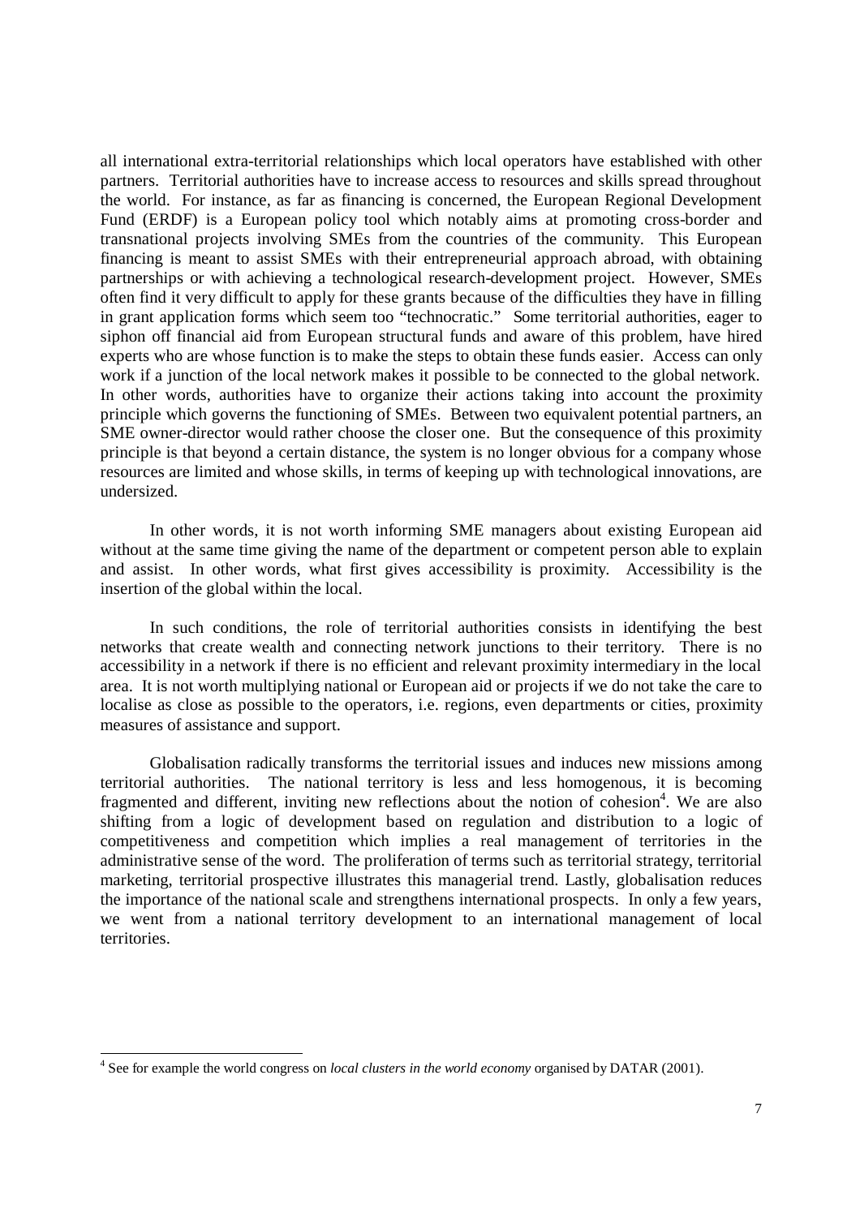all international extra-territorial relationships which local operators have established with other partners. Territorial authorities have to increase access to resources and skills spread throughout the world. For instance, as far as financing is concerned, the European Regional Development Fund (ERDF) is a European policy tool which notably aims at promoting cross-border and transnational projects involving SMEs from the countries of the community. This European financing is meant to assist SMEs with their entrepreneurial approach abroad, with obtaining partnerships or with achieving a technological research-development project. However, SMEs often find it very difficult to apply for these grants because of the difficulties they have in filling in grant application forms which seem too "technocratic." Some territorial authorities, eager to siphon off financial aid from European structural funds and aware of this problem, have hired experts who are whose function is to make the steps to obtain these funds easier. Access can only work if a junction of the local network makes it possible to be connected to the global network. In other words, authorities have to organize their actions taking into account the proximity principle which governs the functioning of SMEs. Between two equivalent potential partners, an SME owner-director would rather choose the closer one. But the consequence of this proximity principle is that beyond a certain distance, the system is no longer obvious for a company whose resources are limited and whose skills, in terms of keeping up with technological innovations, are undersized.

In other words, it is not worth informing SME managers about existing European aid without at the same time giving the name of the department or competent person able to explain and assist. In other words, what first gives accessibility is proximity. Accessibility is the insertion of the global within the local.

In such conditions, the role of territorial authorities consists in identifying the best networks that create wealth and connecting network junctions to their territory. There is no accessibility in a network if there is no efficient and relevant proximity intermediary in the local area. It is not worth multiplying national or European aid or projects if we do not take the care to localise as close as possible to the operators, i.e. regions, even departments or cities, proximity measures of assistance and support.

Globalisation radically transforms the territorial issues and induces new missions among territorial authorities. The national territory is less and less homogenous, it is becoming fragmented and different, inviting new reflections about the notion of cohesion[4]. We are also shifting from a logic of development based on regulation and distribution to a logic of competitiveness and competition which implies a real management of territories in the administrative sense of the word. The proliferation of terms such as territorial strategy, territorial marketing, territorial prospective illustrates this managerial trend. Lastly, globalisation reduces the importance of the national scale and strengthens international prospects. In only a few years, we went from a national territory development to an international management of local territories.

---

[4] See for example the world congress on *local clusters in the world economy* organised by DATAR (2001).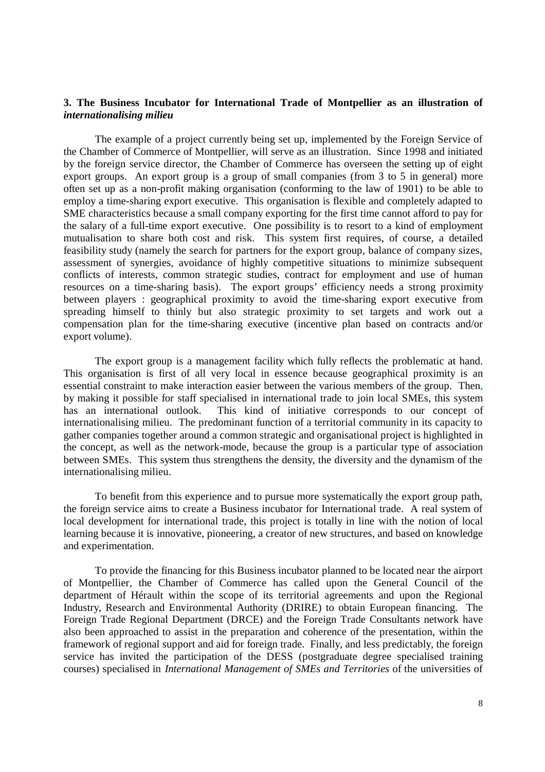### 3. The Business Incubator for International Trade of Montpellier as an illustration of *internationalising milieu*

The example of a project currently being set up, implemented by the Foreign Service of the Chamber of Commerce of Montpellier, will serve as an illustration. Since 1998 and initiated by the foreign service director, the Chamber of Commerce has overseen the setting up of eight export groups. An export group is a group of small companies (from 3 to 5 in general) more often set up as a non-profit making organisation (conforming to the law of 1901) to be able to employ a time-sharing export executive. This organisation is flexible and completely adapted to SME characteristics because a small company exporting for the first time cannot afford to pay for the salary of a full-time export executive. One possibility is to resort to a kind of employment mutualisation to share both cost and risk. This system first requires, of course, a detailed feasibility study (namely the search for partners for the export group, balance of company sizes, assessment of synergies, avoidance of highly competitive situations to minimize subsequent conflicts of interests, common strategic studies, contract for employment and use of human resources on a time-sharing basis). The export groups' efficiency needs a strong proximity between players : geographical proximity to avoid the time-sharing export executive from spreading himself to thinly but also strategic proximity to set targets and work out a compensation plan for the time-sharing executive (incentive plan based on contracts and/or export volume).

The export group is a management facility which fully reflects the problematic at hand. This organisation is first of all very local in essence because geographical proximity is an essential constraint to make interaction easier between the various members of the group. Then, by making it possible for staff specialised in international trade to join local SMEs, this system has an international outlook. This kind of initiative corresponds to our concept of internationalising milieu. The predominant function of a territorial community in its capacity to gather companies together around a common strategic and organisational project is highlighted in the concept, as well as the network-mode, because the group is a particular type of association between SMEs. This system thus strengthens the density, the diversity and the dynamism of the internationalising milieu.

To benefit from this experience and to pursue more systematically the export group path, the foreign service aims to create a Business incubator for International trade. A real system of local development for international trade, this project is totally in line with the notion of local learning because it is innovative, pioneering, a creator of new structures, and based on knowledge and experimentation.

To provide the financing for this Business incubator planned to be located near the airport of Montpellier, the Chamber of Commerce has called upon the General Council of the department of Hérault within the scope of its territorial agreements and upon the Regional Industry, Research and Environmental Authority (DRIRE) to obtain European financing. The Foreign Trade Regional Department (DRCE) and the Foreign Trade Consultants network have also been approached to assist in the preparation and coherence of the presentation, within the framework of regional support and aid for foreign trade. Finally, and less predictably, the foreign service has invited the participation of the DESS (postgraduate degree specialised training courses) specialised in *International Management of SMEs and Territories* of the universities of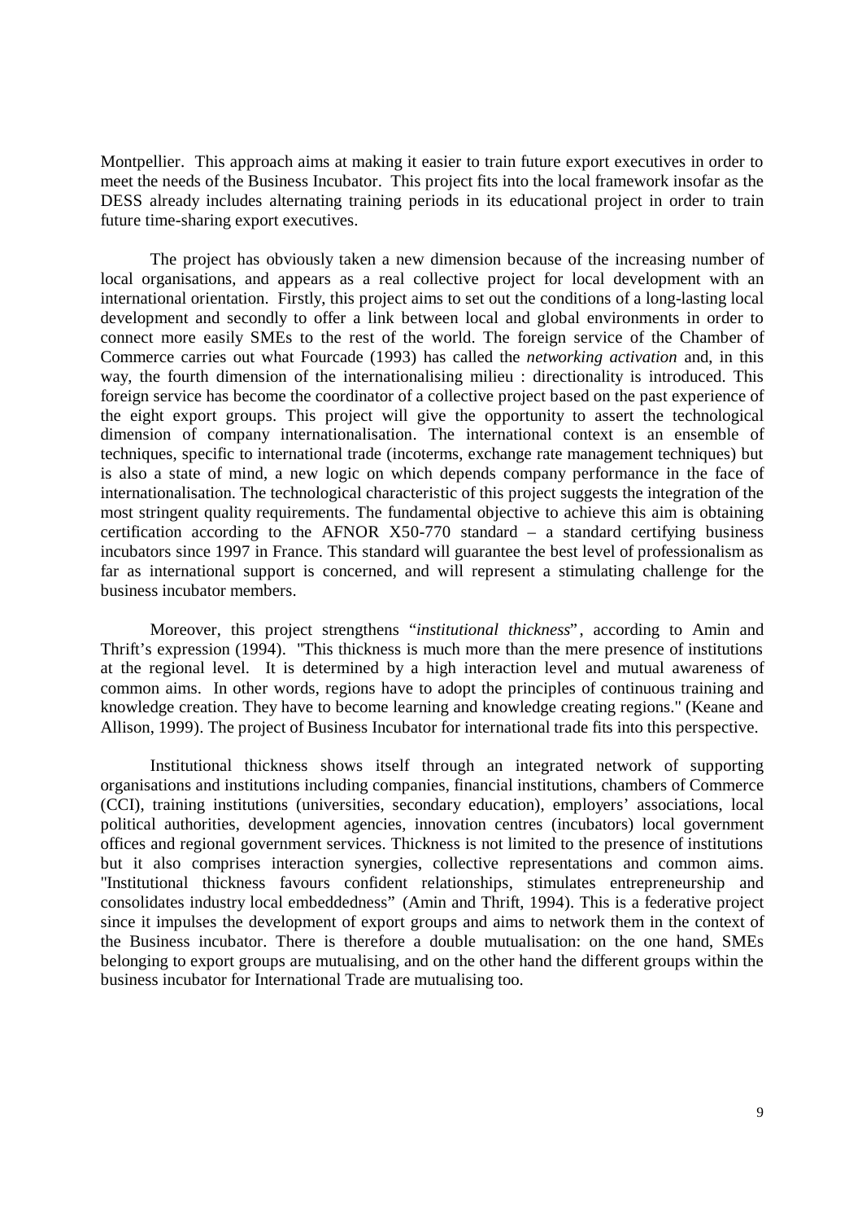Montpellier. This approach aims at making it easier to train future export executives in order to meet the needs of the Business Incubator. This project fits into the local framework insofar as the DESS already includes alternating training periods in its educational project in order to train future time-sharing export executives.

The project has obviously taken a new dimension because of the increasing number of local organisations, and appears as a real collective project for local development with an international orientation. Firstly, this project aims to set out the conditions of a long-lasting local development and secondly to offer a link between local and global environments in order to connect more easily SMEs to the rest of the world. The foreign service of the Chamber of Commerce carries out what Fourcade (1993) has called the *networking activation* and, in this way, the fourth dimension of the internationalising milieu : directionality is introduced. This foreign service has become the coordinator of a collective project based on the past experience of the eight export groups. This project will give the opportunity to assert the technological dimension of company internationalisation. The international context is an ensemble of techniques, specific to international trade (incoterms, exchange rate management techniques) but is also a state of mind, a new logic on which depends company performance in the face of internationalisation. The technological characteristic of this project suggests the integration of the most stringent quality requirements. The fundamental objective to achieve this aim is obtaining certification according to the AFNOR X50-770 standard – a standard certifying business incubators since 1997 in France. This standard will guarantee the best level of professionalism as far as international support is concerned, and will represent a stimulating challenge for the business incubator members.

Moreover, this project strengthens "*institutional thickness*", according to Amin and Thrift's expression (1994). "This thickness is much more than the mere presence of institutions at the regional level. It is determined by a high interaction level and mutual awareness of common aims. In other words, regions have to adopt the principles of continuous training and knowledge creation. They have to become learning and knowledge creating regions." (Keane and Allison, 1999). The project of Business Incubator for international trade fits into this perspective.

Institutional thickness shows itself through an integrated network of supporting organisations and institutions including companies, financial institutions, chambers of Commerce (CCI), training institutions (universities, secondary education), employers' associations, local political authorities, development agencies, innovation centres (incubators) local government offices and regional government services. Thickness is not limited to the presence of institutions but it also comprises interaction synergies, collective representations and common aims. "Institutional thickness favours confident relationships, stimulates entrepreneurship and consolidates industry local embeddedness" (Amin and Thrift, 1994). This is a federative project since it impulses the development of export groups and aims to network them in the context of the Business incubator. There is therefore a double mutualisation: on the one hand, SMEs belonging to export groups are mutualising, and on the other hand the different groups within the business incubator for International Trade are mutualising too.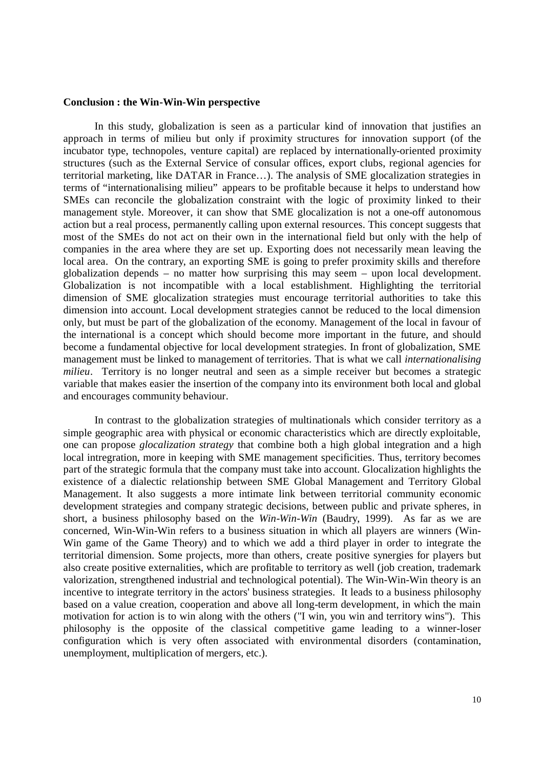**Conclusion : the Win-Win-Win perspective**

In this study, globalization is seen as a particular kind of innovation that justifies an approach in terms of milieu but only if proximity structures for innovation support (of the incubator type, technopoles, venture capital) are replaced by internationally-oriented proximity structures (such as the External Service of consular offices, export clubs, regional agencies for territorial marketing, like DATAR in France…). The analysis of SME glocalization strategies in terms of "internationalising milieu" appears to be profitable because it helps to understand how SMEs can reconcile the globalization constraint with the logic of proximity linked to their management style. Moreover, it can show that SME glocalization is not a one-off autonomous action but a real process, permanently calling upon external resources. This concept suggests that most of the SMEs do not act on their own in the international field but only with the help of companies in the area where they are set up. Exporting does not necessarily mean leaving the local area. On the contrary, an exporting SME is going to prefer proximity skills and therefore globalization depends – no matter how surprising this may seem – upon local development. Globalization is not incompatible with a local establishment. Highlighting the territorial dimension of SME glocalization strategies must encourage territorial authorities to take this dimension into account. Local development strategies cannot be reduced to the local dimension only, but must be part of the globalization of the economy. Management of the local in favour of the international is a concept which should become more important in the future, and should become a fundamental objective for local development strategies. In front of globalization, SME management must be linked to management of territories. That is what we call *internationalising milieu*. Territory is no longer neutral and seen as a simple receiver but becomes a strategic variable that makes easier the insertion of the company into its environment both local and global and encourages community behaviour.

In contrast to the globalization strategies of multinationals which consider territory as a simple geographic area with physical or economic characteristics which are directly exploitable, one can propose *glocalization strategy* that combine both a high global integration and a high local intregration, more in keeping with SME management specificities. Thus, territory becomes part of the strategic formula that the company must take into account. Glocalization highlights the existence of a dialectic relationship between SME Global Management and Territory Global Management. It also suggests a more intimate link between territorial community economic development strategies and company strategic decisions, between public and private spheres, in short, a business philosophy based on the *Win-Win-Win* (Baudry, 1999). As far as we are concerned, Win-Win-Win refers to a business situation in which all players are winners (Win-Win game of the Game Theory) and to which we add a third player in order to integrate the territorial dimension. Some projects, more than others, create positive synergies for players but also create positive externalities, which are profitable to territory as well (job creation, trademark valorization, strengthened industrial and technological potential). The Win-Win-Win theory is an incentive to integrate territory in the actors' business strategies. It leads to a business philosophy based on a value creation, cooperation and above all long-term development, in which the main motivation for action is to win along with the others ("I win, you win and territory wins"). This philosophy is the opposite of the classical competitive game leading to a winner-loser configuration which is very often associated with environmental disorders (contamination, unemployment, multiplication of mergers, etc.).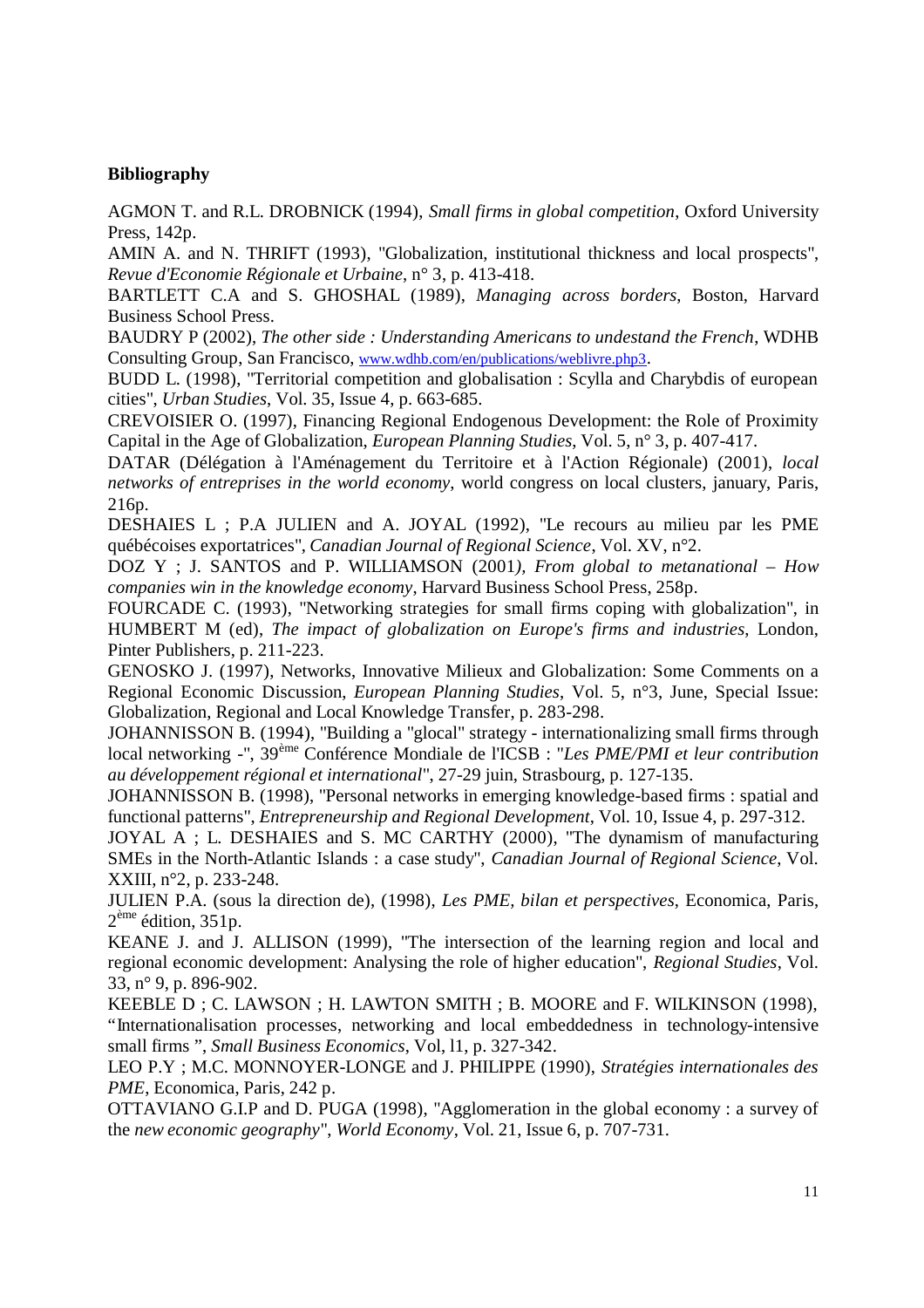**Bibliography**

AGMON T. and R.L. DROBNICK (1994), *Small firms in global competition*, Oxford University Press, 142p.

AMIN A. and N. THRIFT (1993), "Globalization, institutional thickness and local prospects", *Revue d'Economie Régionale et Urbaine*, n° 3, p. 413-418.

BARTLETT C.A and S. GHOSHAL (1989), *Managing across borders*, Boston, Harvard Business School Press.

BAUDRY P (2002), *The other side : Understanding Americans to undestand the French*, WDHB Consulting Group, San Francisco, www.wdhb.com/en/publications/weblivre.php3.

BUDD L. (1998), "Territorial competition and globalisation : Scylla and Charybdis of european cities", *Urban Studies*, Vol. 35, Issue 4, p. 663-685.

CREVOISIER O. (1997), Financing Regional Endogenous Development: the Role of Proximity Capital in the Age of Globalization, *European Planning Studies*, Vol. 5, n° 3, p. 407-417.

DATAR (Délégation à l'Aménagement du Territoire et à l'Action Régionale) (2001), *local networks of entreprises in the world economy*, world congress on local clusters, january, Paris, 216p.

DESHAIES L ; P.A JULIEN and A. JOYAL (1992), "Le recours au milieu par les PME québécoises exportatrices", *Canadian Journal of Regional Science*, Vol. XV, n°2.

DOZ Y ; J. SANTOS and P. WILLIAMSON (2001), *From global to metanational – How companies win in the knowledge economy*, Harvard Business School Press, 258p.

FOURCADE C. (1993), "Networking strategies for small firms coping with globalization", in HUMBERT M (ed), *The impact of globalization on Europe's firms and industries*, London, Pinter Publishers, p. 211-223.

GENOSKO J. (1997), Networks, Innovative Milieux and Globalization: Some Comments on a Regional Economic Discussion, *European Planning Studies*, Vol. 5, n°3, June, Special Issue: Globalization, Regional and Local Knowledge Transfer, p. 283-298.

JOHANNISSON B. (1994), "Building a "glocal" strategy - internationalizing small firms through local networking -", 39ème Conférence Mondiale de l'ICSB : "*Les PME/PMI et leur contribution au développement régional et international*", 27-29 juin, Strasbourg, p. 127-135.

JOHANNISSON B. (1998), "Personal networks in emerging knowledge-based firms : spatial and functional patterns", *Entrepreneurship and Regional Development*, Vol. 10, Issue 4, p. 297-312.

JOYAL A ; L. DESHAIES and S. MC CARTHY (2000), "The dynamism of manufacturing SMEs in the North-Atlantic Islands : a case study", *Canadian Journal of Regional Science*, Vol. XXIII, n°2, p. 233-248.

JULIEN P.A. (sous la direction de), (1998), *Les PME, bilan et perspectives*, Economica, Paris, 2ème édition, 351p.

KEANE J. and J. ALLISON (1999), "The intersection of the learning region and local and regional economic development: Analysing the role of higher education", *Regional Studies*, Vol. 33, n° 9, p. 896-902.

KEEBLE D ; C. LAWSON ; H. LAWTON SMITH ; B. MOORE and F. WILKINSON (1998), "Internationalisation processes, networking and local embeddedness in technology-intensive small firms ", *Small Business Economics*, Vol, l1, p. 327-342.

LEO P.Y ; M.C. MONNOYER-LONGE and J. PHILIPPE (1990), *Stratégies internationales des PME*, Economica, Paris, 242 p.

OTTAVIANO G.I.P and D. PUGA (1998), "Agglomeration in the global economy : a survey of the *new economic geography*", *World Economy*, Vol. 21, Issue 6, p. 707-731.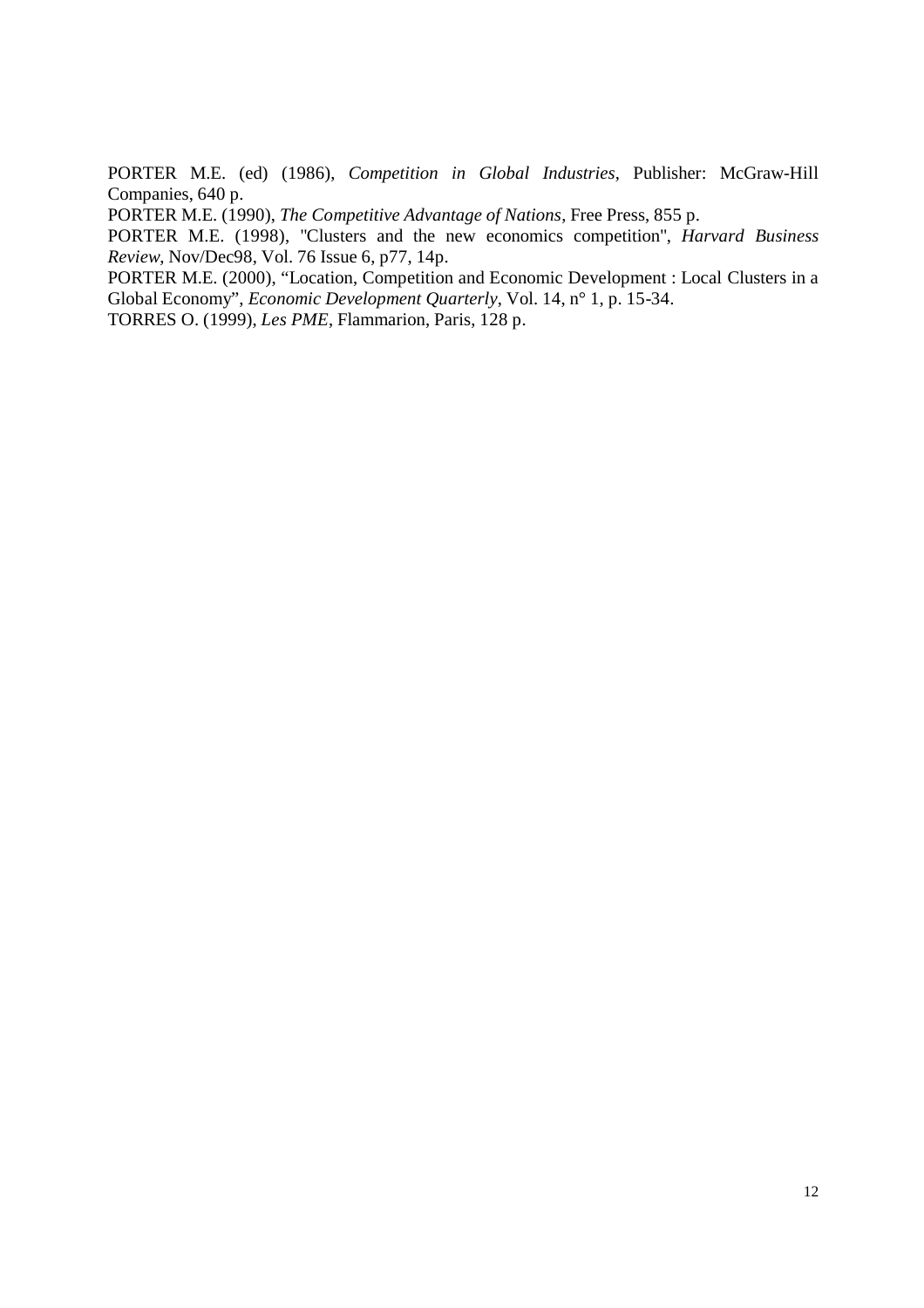PORTER M.E. (ed) (1986), *Competition in Global Industries*, Publisher: McGraw-Hill Companies, 640 p.

PORTER M.E. (1990), *The Competitive Advantage of Nations*, Free Press, 855 p.

PORTER M.E. (1998), "Clusters and the new economics competition", *Harvard Business Review*, Nov/Dec98, Vol. 76 Issue 6, p77, 14p.

PORTER M.E. (2000), "Location, Competition and Economic Development : Local Clusters in a Global Economy", *Economic Development Quarterly*, Vol. 14, n° 1, p. 15-34.

TORRES O. (1999), *Les PME*, Flammarion, Paris, 128 p.